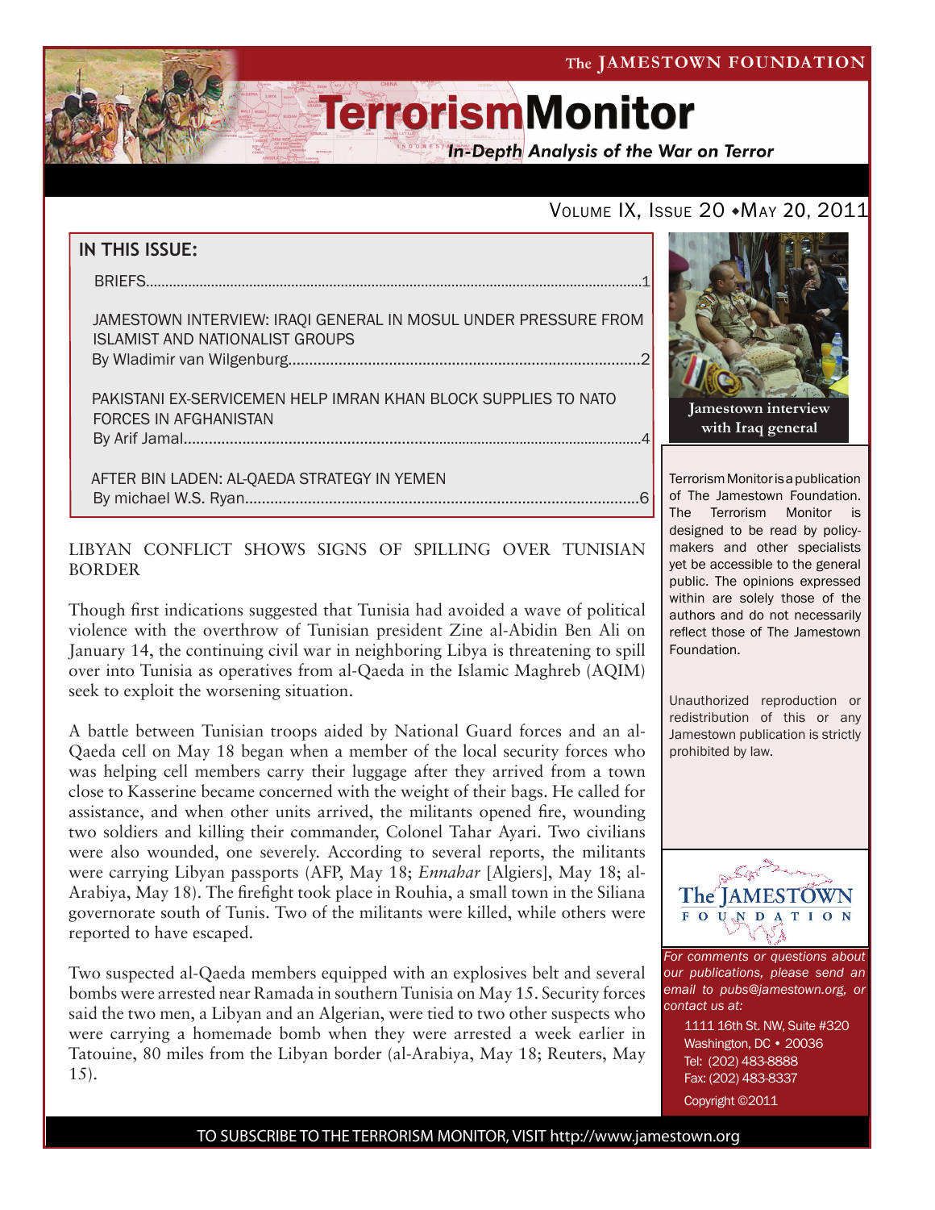The JAMESTOWN FOUNDATION

# TerrorismMonitor

*In-Depth Analysis of the War on Terror*

VOLUME IX, ISSUE 20 • MAY 20, 2011

## IN THIS ISSUE:

BRIEFS....1

JAMESTOWN INTERVIEW: IRAQI GENERAL IN MOSUL UNDER PRESSURE FROM ISLAMIST AND NATIONALIST GROUPS
By Wladimir van Wilgenburg....2

PAKISTANI EX-SERVICEMEN HELP IMRAN KHAN BLOCK SUPPLIES TO NATO FORCES IN AFGHANISTAN
By Arif Jamal....4

AFTER BIN LADEN: AL-QAEDA STRATEGY IN YEMEN
By michael W.S. Ryan....6

Jamestown interview with Iraq general

## LIBYAN CONFLICT SHOWS SIGNS OF SPILLING OVER TUNISIAN BORDER

Though first indications suggested that Tunisia had avoided a wave of political violence with the overthrow of Tunisian president Zine al-Abidin Ben Ali on January 14, the continuing civil war in neighboring Libya is threatening to spill over into Tunisia as operatives from al-Qaeda in the Islamic Maghreb (AQIM) seek to exploit the worsening situation.

A battle between Tunisian troops aided by National Guard forces and an al-Qaeda cell on May 18 began when a member of the local security forces who was helping cell members carry their luggage after they arrived from a town close to Kasserine became concerned with the weight of their bags. He called for assistance, and when other units arrived, the militants opened fire, wounding two soldiers and killing their commander, Colonel Tahar Ayari. Two civilians were also wounded, one severely. According to several reports, the militants were carrying Libyan passports (AFP, May 18; *Ennahar* [Algiers], May 18; al-Arabiya, May 18). The firefight took place in Rouhia, a small town in the Siliana governorate south of Tunis. Two of the militants were killed, while others were reported to have escaped.

Two suspected al-Qaeda members equipped with an explosives belt and several bombs were arrested near Ramada in southern Tunisia on May 15. Security forces said the two men, a Libyan and an Algerian, were tied to two other suspects who were carrying a homemade bomb when they were arrested a week earlier in Tatouine, 80 miles from the Libyan border (al-Arabiya, May 18; Reuters, May 15).

Terrorism Monitor is a publication of The Jamestown Foundation. The Terrorism Monitor is designed to be read by policy-makers and other specialists yet be accessible to the general public. The opinions expressed within are solely those of the authors and do not necessarily reflect those of The Jamestown Foundation.

Unauthorized reproduction or redistribution of this or any Jamestown publication is strictly prohibited by law.

The JAMESTOWN FOUNDATION

*For comments or questions about our publications, please send an email to pubs@jamestown.org, or contact us at:*

1111 16th St. NW, Suite #320
Washington, DC • 20036
Tel: (202) 483-8888
Fax: (202) 483-8337

Copyright ©2011

TO SUBSCRIBE TO THE TERRORISM MONITOR, VISIT http://www.jamestown.org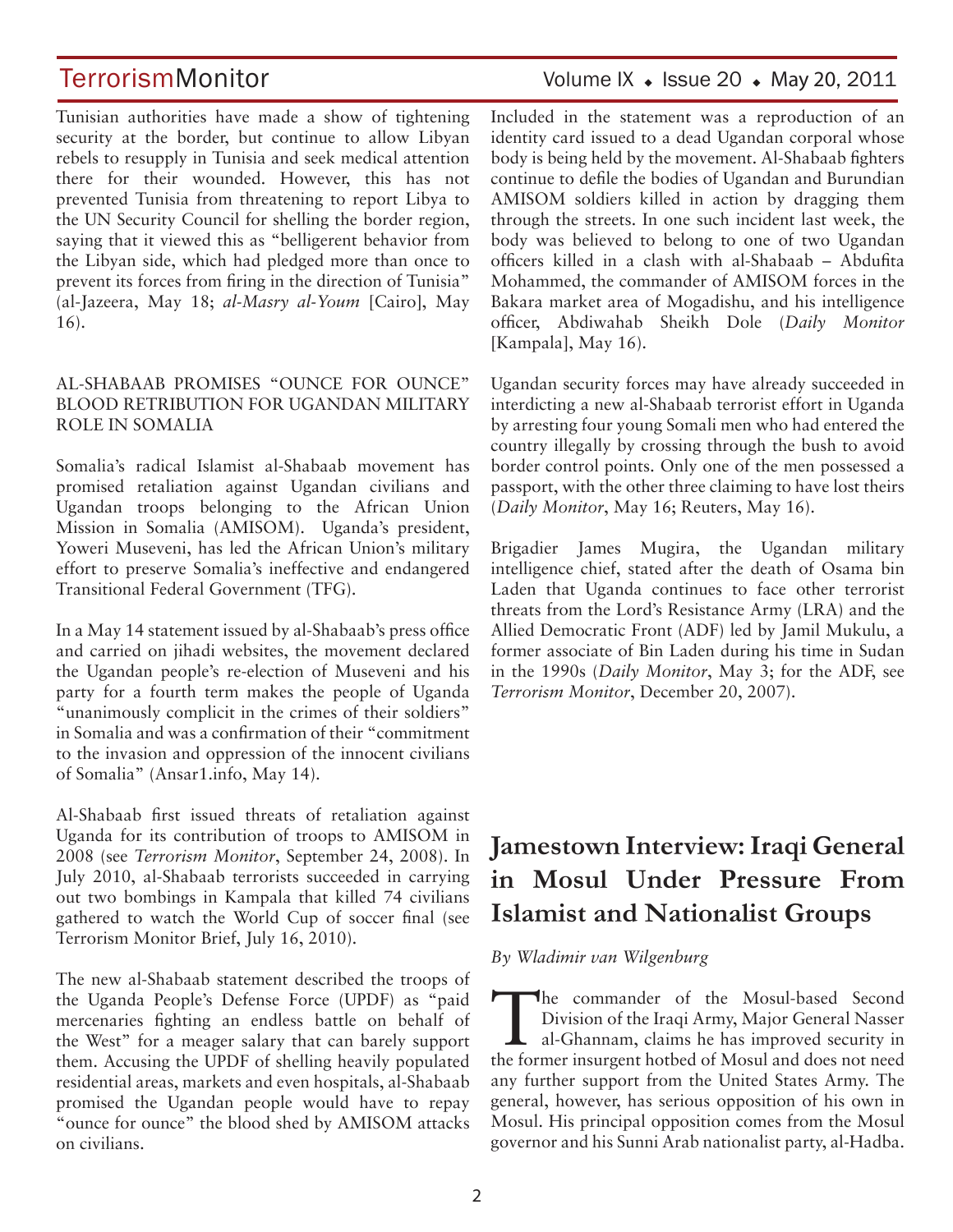Tunisian authorities have made a show of tightening security at the border, but continue to allow Libyan rebels to resupply in Tunisia and seek medical attention there for their wounded. However, this has not prevented Tunisia from threatening to report Libya to the UN Security Council for shelling the border region, saying that it viewed this as "belligerent behavior from the Libyan side, which had pledged more than once to prevent its forces from firing in the direction of Tunisia" (al-Jazeera, May 18; *al-Masry al-Youm* [Cairo], May 16).

## AL-SHABAAB PROMISES "OUNCE FOR OUNCE" BLOOD RETRIBUTION FOR UGANDAN MILITARY ROLE IN SOMALIA

Somalia's radical Islamist al-Shabaab movement has promised retaliation against Ugandan civilians and Ugandan troops belonging to the African Union Mission in Somalia (AMISOM). Uganda's president, Yoweri Museveni, has led the African Union's military effort to preserve Somalia's ineffective and endangered Transitional Federal Government (TFG).

In a May 14 statement issued by al-Shabaab's press office and carried on jihadi websites, the movement declared the Ugandan people's re-election of Museveni and his party for a fourth term makes the people of Uganda "unanimously complicit in the crimes of their soldiers" in Somalia and was a confirmation of their "commitment to the invasion and oppression of the innocent civilians of Somalia" (Ansar1.info, May 14).

Al-Shabaab first issued threats of retaliation against Uganda for its contribution of troops to AMISOM in 2008 (see *Terrorism Monitor*, September 24, 2008). In July 2010, al-Shabaab terrorists succeeded in carrying out two bombings in Kampala that killed 74 civilians gathered to watch the World Cup of soccer final (see Terrorism Monitor Brief, July 16, 2010).

The new al-Shabaab statement described the troops of the Uganda People's Defense Force (UPDF) as "paid mercenaries fighting an endless battle on behalf of the West" for a meager salary that can barely support them. Accusing the UPDF of shelling heavily populated residential areas, markets and even hospitals, al-Shabaab promised the Ugandan people would have to repay "ounce for ounce" the blood shed by AMISOM attacks on civilians.

Included in the statement was a reproduction of an identity card issued to a dead Ugandan corporal whose body is being held by the movement. Al-Shabaab fighters continue to defile the bodies of Ugandan and Burundian AMISOM soldiers killed in action by dragging them through the streets. In one such incident last week, the body was believed to belong to one of two Ugandan officers killed in a clash with al-Shabaab – Abdufita Mohammed, the commander of AMISOM forces in the Bakara market area of Mogadishu, and his intelligence officer, Abdiwahab Sheikh Dole (*Daily Monitor* [Kampala], May 16).

Ugandan security forces may have already succeeded in interdicting a new al-Shabaab terrorist effort in Uganda by arresting four young Somali men who had entered the country illegally by crossing through the bush to avoid border control points. Only one of the men possessed a passport, with the other three claiming to have lost theirs (*Daily Monitor*, May 16; Reuters, May 16).

Brigadier James Mugira, the Ugandan military intelligence chief, stated after the death of Osama bin Laden that Uganda continues to face other terrorist threats from the Lord's Resistance Army (LRA) and the Allied Democratic Front (ADF) led by Jamil Mukulu, a former associate of Bin Laden during his time in Sudan in the 1990s (*Daily Monitor*, May 3; for the ADF, see *Terrorism Monitor*, December 20, 2007).

# Jamestown Interview: Iraqi General in Mosul Under Pressure From Islamist and Nationalist Groups

*By Wladimir van Wilgenburg*

The commander of the Mosul-based Second Division of the Iraqi Army, Major General Nasser al-Ghannam, claims he has improved security in the former insurgent hotbed of Mosul and does not need any further support from the United States Army. The general, however, has serious opposition of his own in Mosul. His principal opposition comes from the Mosul governor and his Sunni Arab nationalist party, al-Hadba.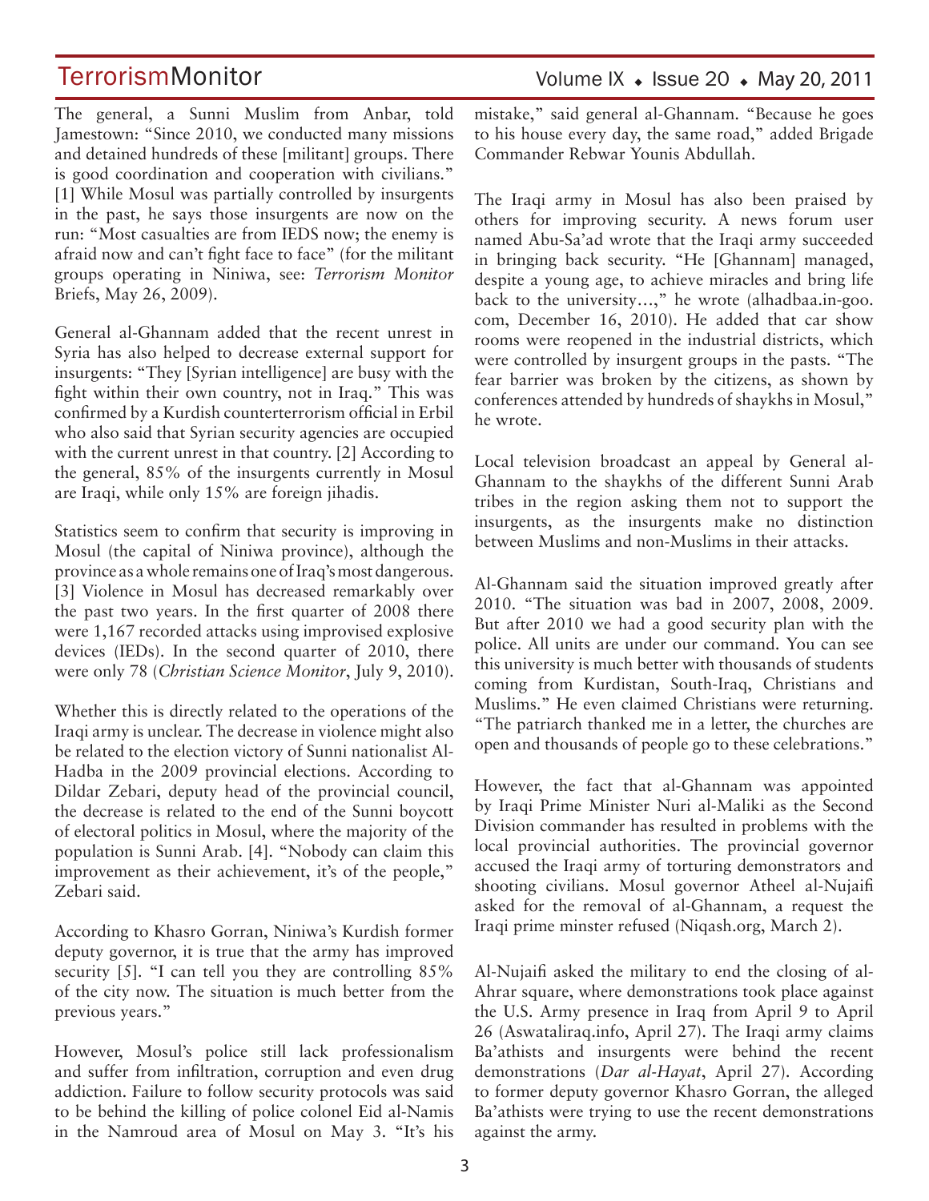The general, a Sunni Muslim from Anbar, told Jamestown: "Since 2010, we conducted many missions and detained hundreds of these [militant] groups. There is good coordination and cooperation with civilians." [1] While Mosul was partially controlled by insurgents in the past, he says those insurgents are now on the run: "Most casualties are from IEDS now; the enemy is afraid now and can't fight face to face" (for the militant groups operating in Niniwa, see: *Terrorism Monitor* Briefs, May 26, 2009).

General al-Ghannam added that the recent unrest in Syria has also helped to decrease external support for insurgents: "They [Syrian intelligence] are busy with the fight within their own country, not in Iraq." This was confirmed by a Kurdish counterterrorism official in Erbil who also said that Syrian security agencies are occupied with the current unrest in that country. [2] According to the general, 85% of the insurgents currently in Mosul are Iraqi, while only 15% are foreign jihadis.

Statistics seem to confirm that security is improving in Mosul (the capital of Niniwa province), although the province as a whole remains one of Iraq's most dangerous. [3] Violence in Mosul has decreased remarkably over the past two years. In the first quarter of 2008 there were 1,167 recorded attacks using improvised explosive devices (IEDs). In the second quarter of 2010, there were only 78 (*Christian Science Monitor*, July 9, 2010).

Whether this is directly related to the operations of the Iraqi army is unclear. The decrease in violence might also be related to the election victory of Sunni nationalist Al-Hadba in the 2009 provincial elections. According to Dildar Zebari, deputy head of the provincial council, the decrease is related to the end of the Sunni boycott of electoral politics in Mosul, where the majority of the population is Sunni Arab. [4]. "Nobody can claim this improvement as their achievement, it's of the people," Zebari said.

According to Khasro Gorran, Niniwa's Kurdish former deputy governor, it is true that the army has improved security [5]. "I can tell you they are controlling 85% of the city now. The situation is much better from the previous years."

However, Mosul's police still lack professionalism and suffer from infiltration, corruption and even drug addiction. Failure to follow security protocols was said to be behind the killing of police colonel Eid al-Namis in the Namroud area of Mosul on May 3. "It's his mistake," said general al-Ghannam. "Because he goes to his house every day, the same road," added Brigade Commander Rebwar Younis Abdullah.

The Iraqi army in Mosul has also been praised by others for improving security. A news forum user named Abu-Sa'ad wrote that the Iraqi army succeeded in bringing back security. "He [Ghannam] managed, despite a young age, to achieve miracles and bring life back to the university…," he wrote (alhadbaa.in-goo.com, December 16, 2010). He added that car show rooms were reopened in the industrial districts, which were controlled by insurgent groups in the pasts. "The fear barrier was broken by the citizens, as shown by conferences attended by hundreds of shaykhs in Mosul," he wrote.

Local television broadcast an appeal by General al-Ghannam to the shaykhs of the different Sunni Arab tribes in the region asking them not to support the insurgents, as the insurgents make no distinction between Muslims and non-Muslims in their attacks.

Al-Ghannam said the situation improved greatly after 2010. "The situation was bad in 2007, 2008, 2009. But after 2010 we had a good security plan with the police. All units are under our command. You can see this university is much better with thousands of students coming from Kurdistan, South-Iraq, Christians and Muslims." He even claimed Christians were returning. "The patriarch thanked me in a letter, the churches are open and thousands of people go to these celebrations."

However, the fact that al-Ghannam was appointed by Iraqi Prime Minister Nuri al-Maliki as the Second Division commander has resulted in problems with the local provincial authorities. The provincial governor accused the Iraqi army of torturing demonstrators and shooting civilians. Mosul governor Atheel al-Nujaifi asked for the removal of al-Ghannam, a request the Iraqi prime minster refused (Niqash.org, March 2).

Al-Nujaifi asked the military to end the closing of al-Ahrar square, where demonstrations took place against the U.S. Army presence in Iraq from April 9 to April 26 (Aswataliraq.info, April 27). The Iraqi army claims Ba'athists and insurgents were behind the recent demonstrations (*Dar al-Hayat*, April 27). According to former deputy governor Khasro Gorran, the alleged Ba'athists were trying to use the recent demonstrations against the army.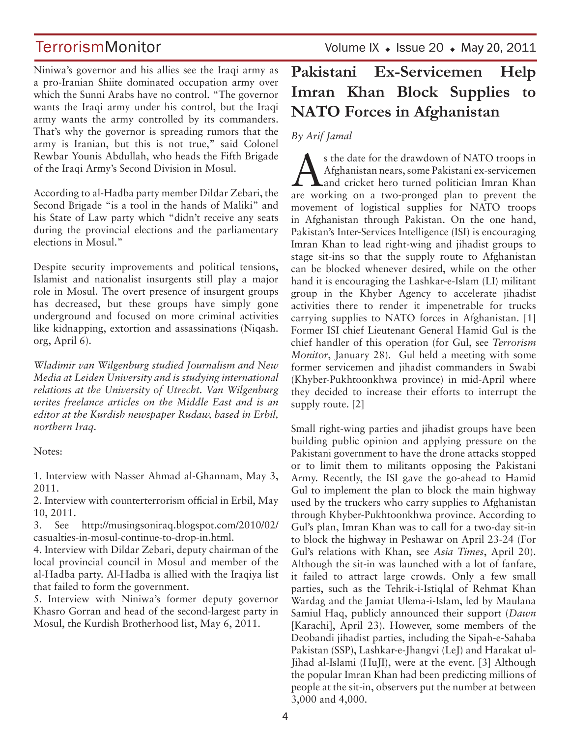Niniwa's governor and his allies see the Iraqi army as a pro-Iranian Shiite dominated occupation army over which the Sunni Arabs have no control. "The governor wants the Iraqi army under his control, but the Iraqi army wants the army controlled by its commanders. That's why the governor is spreading rumors that the army is Iranian, but this is not true," said Colonel Rewbar Younis Abdullah, who heads the Fifth Brigade of the Iraqi Army's Second Division in Mosul.

According to al-Hadba party member Dildar Zebari, the Second Brigade "is a tool in the hands of Maliki" and his State of Law party which "didn't receive any seats during the provincial elections and the parliamentary elections in Mosul."

Despite security improvements and political tensions, Islamist and nationalist insurgents still play a major role in Mosul. The overt presence of insurgent groups has decreased, but these groups have simply gone underground and focused on more criminal activities like kidnapping, extortion and assassinations (Niqash.org, April 6).

*Wladimir van Wilgenburg studied Journalism and New Media at Leiden University and is studying international relations at the University of Utrecht. Van Wilgenburg writes freelance articles on the Middle East and is an editor at the Kurdish newspaper Rudaw, based in Erbil, northern Iraq.*

Notes:

1. Interview with Nasser Ahmad al-Ghannam, May 3, 2011.
2. Interview with counterterrorism official in Erbil, May 10, 2011.
3. See http://musingsoniraq.blogspot.com/2010/02/casualties-in-mosul-continue-to-drop-in.html.
4. Interview with Dildar Zebari, deputy chairman of the local provincial council in Mosul and member of the al-Hadba party. Al-Hadba is allied with the Iraqiya list that failed to form the government.
5. Interview with Niniwa's former deputy governor Khasro Gorran and head of the second-largest party in Mosul, the Kurdish Brotherhood list, May 6, 2011.

# Pakistani Ex-Servicemen Help Imran Khan Block Supplies to NATO Forces in Afghanistan

*By Arif Jamal*

As the date for the drawdown of NATO troops in Afghanistan nears, some Pakistani ex-servicemen and cricket hero turned politician Imran Khan are working on a two-pronged plan to prevent the movement of logistical supplies for NATO troops in Afghanistan through Pakistan. On the one hand, Pakistan's Inter-Services Intelligence (ISI) is encouraging Imran Khan to lead right-wing and jihadist groups to stage sit-ins so that the supply route to Afghanistan can be blocked whenever desired, while on the other hand it is encouraging the Lashkar-e-Islam (LI) militant group in the Khyber Agency to accelerate jihadist activities there to render it impenetrable for trucks carrying supplies to NATO forces in Afghanistan. [1] Former ISI chief Lieutenant General Hamid Gul is the chief handler of this operation (for Gul, see *Terrorism Monitor*, January 28). Gul held a meeting with some former servicemen and jihadist commanders in Swabi (Khyber-Pukhtoonkhwa province) in mid-April where they decided to increase their efforts to interrupt the supply route. [2]

Small right-wing parties and jihadist groups have been building public opinion and applying pressure on the Pakistani government to have the drone attacks stopped or to limit them to militants opposing the Pakistani Army. Recently, the ISI gave the go-ahead to Hamid Gul to implement the plan to block the main highway used by the truckers who carry supplies to Afghanistan through Khyber-Pukhtoonkhwa province. According to Gul's plan, Imran Khan was to call for a two-day sit-in to block the highway in Peshawar on April 23-24 (For Gul's relations with Khan, see *Asia Times*, April 20). Although the sit-in was launched with a lot of fanfare, it failed to attract large crowds. Only a few small parties, such as the Tehrik-i-Istiqlal of Rehmat Khan Wardag and the Jamiat Ulema-i-Islam, led by Maulana Samiul Haq, publicly announced their support (*Dawn* [Karachi], April 23). However, some members of the Deobandi jihadist parties, including the Sipah-e-Sahaba Pakistan (SSP), Lashkar-e-Jhangvi (LeJ) and Harakat ul-Jihad al-Islami (HuJI), were at the event. [3] Although the popular Imran Khan had been predicting millions of people at the sit-in, observers put the number at between 3,000 and 4,000.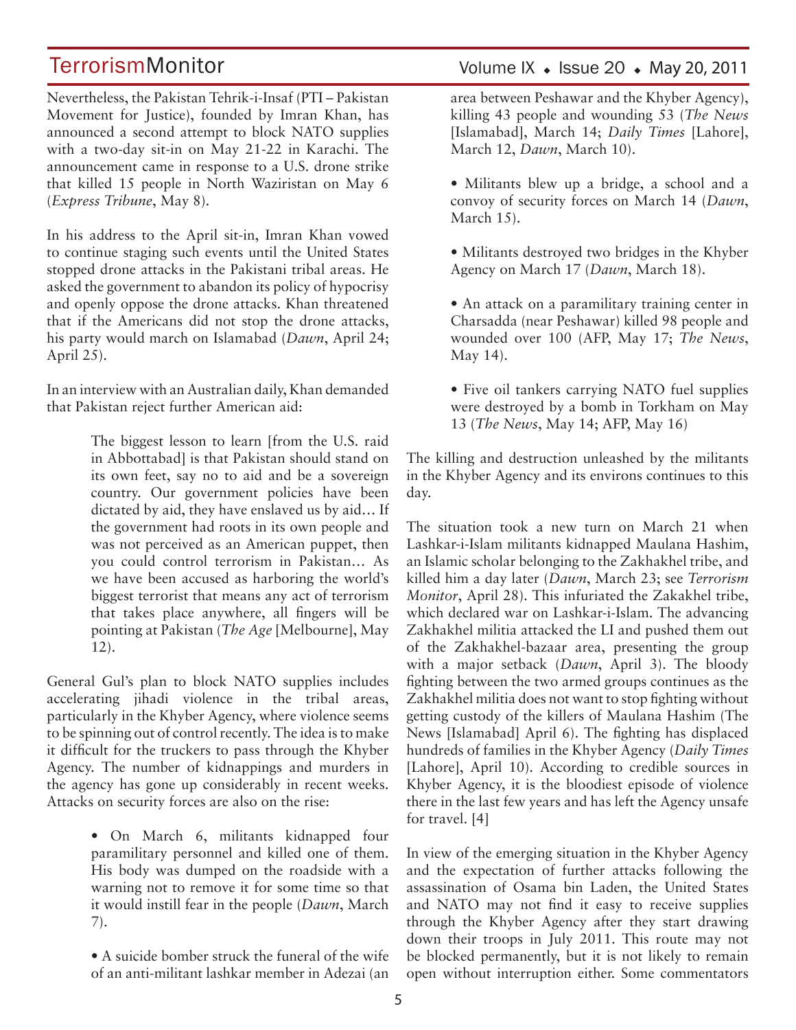Nevertheless, the Pakistan Tehrik-i-Insaf (PTI – Pakistan Movement for Justice), founded by Imran Khan, has announced a second attempt to block NATO supplies with a two-day sit-in on May 21-22 in Karachi. The announcement came in response to a U.S. drone strike that killed 15 people in North Waziristan on May 6 (*Express Tribune*, May 8).

In his address to the April sit-in, Imran Khan vowed to continue staging such events until the United States stopped drone attacks in the Pakistani tribal areas. He asked the government to abandon its policy of hypocrisy and openly oppose the drone attacks. Khan threatened that if the Americans did not stop the drone attacks, his party would march on Islamabad (*Dawn*, April 24; April 25).

In an interview with an Australian daily, Khan demanded that Pakistan reject further American aid:

> The biggest lesson to learn [from the U.S. raid in Abbottabad] is that Pakistan should stand on its own feet, say no to aid and be a sovereign country. Our government policies have been dictated by aid, they have enslaved us by aid… If the government had roots in its own people and was not perceived as an American puppet, then you could control terrorism in Pakistan… As we have been accused as harboring the world's biggest terrorist that means any act of terrorism that takes place anywhere, all fingers will be pointing at Pakistan (*The Age* [Melbourne], May 12).

General Gul's plan to block NATO supplies includes accelerating jihadi violence in the tribal areas, particularly in the Khyber Agency, where violence seems to be spinning out of control recently. The idea is to make it difficult for the truckers to pass through the Khyber Agency. The number of kidnappings and murders in the agency has gone up considerably in recent weeks. Attacks on security forces are also on the rise:

- On March 6, militants kidnapped four paramilitary personnel and killed one of them. His body was dumped on the roadside with a warning not to remove it for some time so that it would instill fear in the people (*Dawn*, March 7).

- A suicide bomber struck the funeral of the wife of an anti-militant lashkar member in Adezai (an area between Peshawar and the Khyber Agency), killing 43 people and wounding 53 (*The News* [Islamabad], March 14; *Daily Times* [Lahore], March 12, *Dawn*, March 10).

- Militants blew up a bridge, a school and a convoy of security forces on March 14 (*Dawn*, March 15).

- Militants destroyed two bridges in the Khyber Agency on March 17 (*Dawn*, March 18).

- An attack on a paramilitary training center in Charsadda (near Peshawar) killed 98 people and wounded over 100 (AFP, May 17; *The News*, May 14).

- Five oil tankers carrying NATO fuel supplies were destroyed by a bomb in Torkham on May 13 (*The News*, May 14; AFP, May 16)

The killing and destruction unleashed by the militants in the Khyber Agency and its environs continues to this day.

The situation took a new turn on March 21 when Lashkar-i-Islam militants kidnapped Maulana Hashim, an Islamic scholar belonging to the Zakhakhel tribe, and killed him a day later (*Dawn*, March 23; see *Terrorism Monitor*, April 28). This infuriated the Zakakhel tribe, which declared war on Lashkar-i-Islam. The advancing Zakhakhel militia attacked the LI and pushed them out of the Zakhakhel-bazaar area, presenting the group with a major setback (*Dawn*, April 3). The bloody fighting between the two armed groups continues as the Zakhakhel militia does not want to stop fighting without getting custody of the killers of Maulana Hashim (The News [Islamabad] April 6). The fighting has displaced hundreds of families in the Khyber Agency (*Daily Times* [Lahore], April 10). According to credible sources in Khyber Agency, it is the bloodiest episode of violence there in the last few years and has left the Agency unsafe for travel. [4]

In view of the emerging situation in the Khyber Agency and the expectation of further attacks following the assassination of Osama bin Laden, the United States and NATO may not find it easy to receive supplies through the Khyber Agency after they start drawing down their troops in July 2011. This route may not be blocked permanently, but it is not likely to remain open without interruption either. Some commentators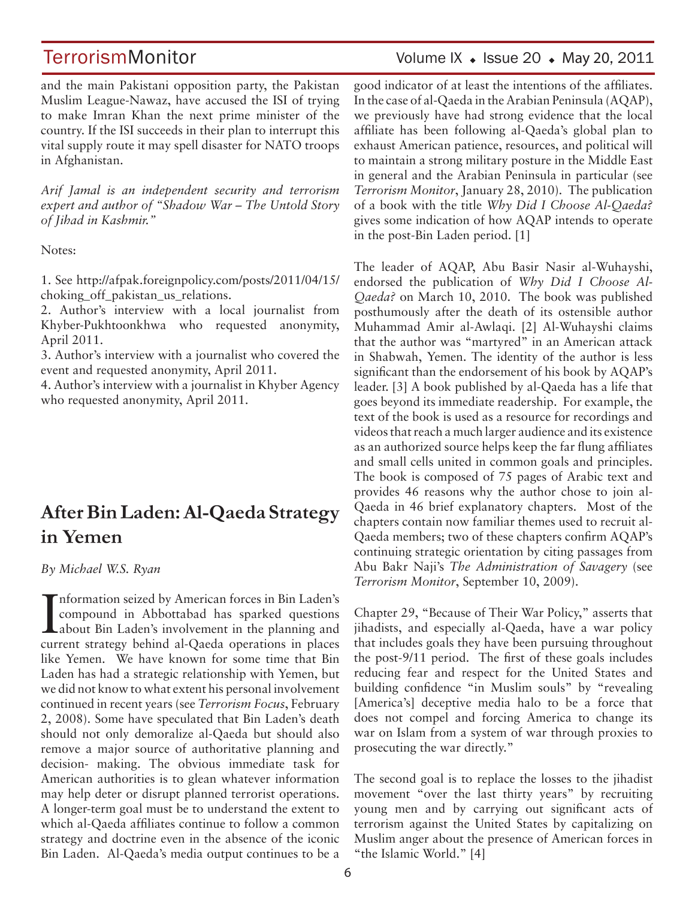and the main Pakistani opposition party, the Pakistan Muslim League-Nawaz, have accused the ISI of trying to make Imran Khan the next prime minister of the country. If the ISI succeeds in their plan to interrupt this vital supply route it may spell disaster for NATO troops in Afghanistan.

*Arif Jamal is an independent security and terrorism expert and author of "Shadow War – The Untold Story of Jihad in Kashmir."*

Notes:

1. See http://afpak.foreignpolicy.com/posts/2011/04/15/choking_off_pakistan_us_relations.
2. Author's interview with a local journalist from Khyber-Pukhtoonkhwa who requested anonymity, April 2011.
3. Author's interview with a journalist who covered the event and requested anonymity, April 2011.
4. Author's interview with a journalist in Khyber Agency who requested anonymity, April 2011.

## After Bin Laden: Al-Qaeda Strategy in Yemen

*By Michael W.S. Ryan*

Information seized by American forces in Bin Laden's compound in Abbottabad has sparked questions about Bin Laden's involvement in the planning and current strategy behind al-Qaeda operations in places like Yemen. We have known for some time that Bin Laden has had a strategic relationship with Yemen, but we did not know to what extent his personal involvement continued in recent years (see *Terrorism Focus*, February 2, 2008). Some have speculated that Bin Laden's death should not only demoralize al-Qaeda but should also remove a major source of authoritative planning and decision- making. The obvious immediate task for American authorities is to glean whatever information may help deter or disrupt planned terrorist operations. A longer-term goal must be to understand the extent to which al-Qaeda affiliates continue to follow a common strategy and doctrine even in the absence of the iconic Bin Laden. Al-Qaeda's media output continues to be a good indicator of at least the intentions of the affiliates. In the case of al-Qaeda in the Arabian Peninsula (AQAP), we previously have had strong evidence that the local affiliate has been following al-Qaeda's global plan to exhaust American patience, resources, and political will to maintain a strong military posture in the Middle East in general and the Arabian Peninsula in particular (see *Terrorism Monitor*, January 28, 2010). The publication of a book with the title *Why Did I Choose Al-Qaeda?* gives some indication of how AQAP intends to operate in the post-Bin Laden period. [1]

The leader of AQAP, Abu Basir Nasir al-Wuhayshi, endorsed the publication of *Why Did I Choose Al-Qaeda?* on March 10, 2010. The book was published posthumously after the death of its ostensible author Muhammad Amir al-Awlaqi. [2] Al-Wuhayshi claims that the author was "martyred" in an American attack in Shabwah, Yemen. The identity of the author is less significant than the endorsement of his book by AQAP's leader. [3] A book published by al-Qaeda has a life that goes beyond its immediate readership. For example, the text of the book is used as a resource for recordings and videos that reach a much larger audience and its existence as an authorized source helps keep the far flung affiliates and small cells united in common goals and principles. The book is composed of 75 pages of Arabic text and provides 46 reasons why the author chose to join al-Qaeda in 46 brief explanatory chapters. Most of the chapters contain now familiar themes used to recruit al-Qaeda members; two of these chapters confirm AQAP's continuing strategic orientation by citing passages from Abu Bakr Naji's *The Administration of Savagery* (see *Terrorism Monitor*, September 10, 2009).

Chapter 29, "Because of Their War Policy," asserts that jihadists, and especially al-Qaeda, have a war policy that includes goals they have been pursuing throughout the post-9/11 period. The first of these goals includes reducing fear and respect for the United States and building confidence "in Muslim souls" by "revealing [America's] deceptive media halo to be a force that does not compel and forcing America to change its war on Islam from a system of war through proxies to prosecuting the war directly."

The second goal is to replace the losses to the jihadist movement "over the last thirty years" by recruiting young men and by carrying out significant acts of terrorism against the United States by capitalizing on Muslim anger about the presence of American forces in "the Islamic World." [4]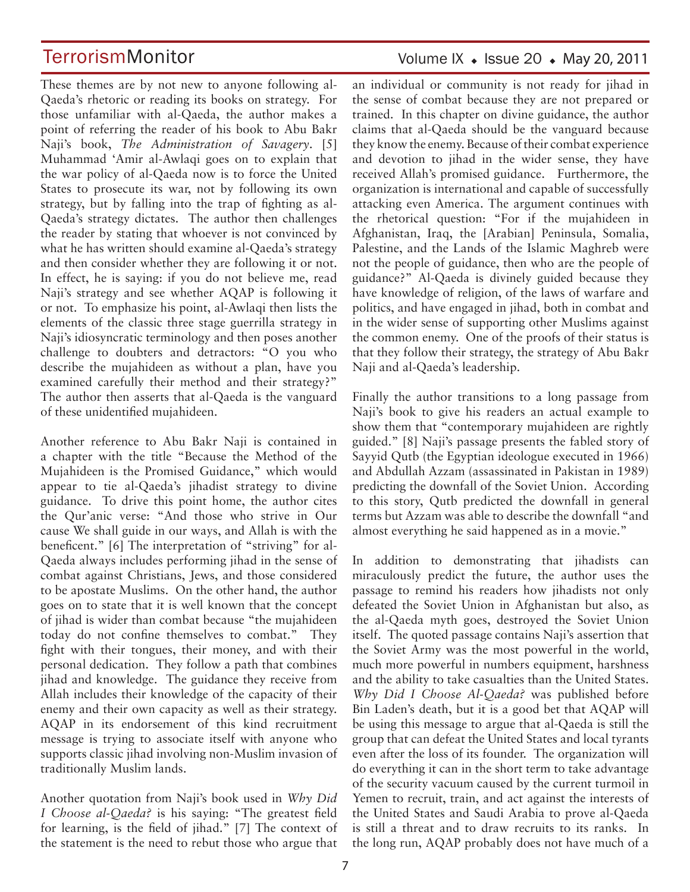These themes are by not new to anyone following al-Qaeda's rhetoric or reading its books on strategy. For those unfamiliar with al-Qaeda, the author makes a point of referring the reader of his book to Abu Bakr Naji's book, *The Administration of Savagery*. [5] Muhammad 'Amir al-Awlaqi goes on to explain that the war policy of al-Qaeda now is to force the United States to prosecute its war, not by following its own strategy, but by falling into the trap of fighting as al-Qaeda's strategy dictates. The author then challenges the reader by stating that whoever is not convinced by what he has written should examine al-Qaeda's strategy and then consider whether they are following it or not. In effect, he is saying: if you do not believe me, read Naji's strategy and see whether AQAP is following it or not. To emphasize his point, al-Awlaqi then lists the elements of the classic three stage guerrilla strategy in Naji's idiosyncratic terminology and then poses another challenge to doubters and detractors: "O you who describe the mujahideen as without a plan, have you examined carefully their method and their strategy?" The author then asserts that al-Qaeda is the vanguard of these unidentified mujahideen.

Another reference to Abu Bakr Naji is contained in a chapter with the title "Because the Method of the Mujahideen is the Promised Guidance," which would appear to tie al-Qaeda's jihadist strategy to divine guidance. To drive this point home, the author cites the Qur'anic verse: "And those who strive in Our cause We shall guide in our ways, and Allah is with the beneficent." [6] The interpretation of "striving" for al-Qaeda always includes performing jihad in the sense of combat against Christians, Jews, and those considered to be apostate Muslims. On the other hand, the author goes on to state that it is well known that the concept of jihad is wider than combat because "the mujahideen today do not confine themselves to combat." They fight with their tongues, their money, and with their personal dedication. They follow a path that combines jihad and knowledge. The guidance they receive from Allah includes their knowledge of the capacity of their enemy and their own capacity as well as their strategy. AQAP in its endorsement of this kind recruitment message is trying to associate itself with anyone who supports classic jihad involving non-Muslim invasion of traditionally Muslim lands.

Another quotation from Naji's book used in *Why Did I Choose al-Qaeda?* is his saying: "The greatest field for learning, is the field of jihad." [7] The context of the statement is the need to rebut those who argue that an individual or community is not ready for jihad in the sense of combat because they are not prepared or trained. In this chapter on divine guidance, the author claims that al-Qaeda should be the vanguard because they know the enemy. Because of their combat experience and devotion to jihad in the wider sense, they have received Allah's promised guidance. Furthermore, the organization is international and capable of successfully attacking even America. The argument continues with the rhetorical question: "For if the mujahideen in Afghanistan, Iraq, the [Arabian] Peninsula, Somalia, Palestine, and the Lands of the Islamic Maghreb were not the people of guidance, then who are the people of guidance?" Al-Qaeda is divinely guided because they have knowledge of religion, of the laws of warfare and politics, and have engaged in jihad, both in combat and in the wider sense of supporting other Muslims against the common enemy. One of the proofs of their status is that they follow their strategy, the strategy of Abu Bakr Naji and al-Qaeda's leadership.

Finally the author transitions to a long passage from Naji's book to give his readers an actual example to show them that "contemporary mujahideen are rightly guided." [8] Naji's passage presents the fabled story of Sayyid Qutb (the Egyptian ideologue executed in 1966) and Abdullah Azzam (assassinated in Pakistan in 1989) predicting the downfall of the Soviet Union. According to this story, Qutb predicted the downfall in general terms but Azzam was able to describe the downfall "and almost everything he said happened as in a movie."

In addition to demonstrating that jihadists can miraculously predict the future, the author uses the passage to remind his readers how jihadists not only defeated the Soviet Union in Afghanistan but also, as the al-Qaeda myth goes, destroyed the Soviet Union itself. The quoted passage contains Naji's assertion that the Soviet Army was the most powerful in the world, much more powerful in numbers equipment, harshness and the ability to take casualties than the United States. *Why Did I Choose Al-Qaeda?* was published before Bin Laden's death, but it is a good bet that AQAP will be using this message to argue that al-Qaeda is still the group that can defeat the United States and local tyrants even after the loss of its founder. The organization will do everything it can in the short term to take advantage of the security vacuum caused by the current turmoil in Yemen to recruit, train, and act against the interests of the United States and Saudi Arabia to prove al-Qaeda is still a threat and to draw recruits to its ranks. In the long run, AQAP probably does not have much of a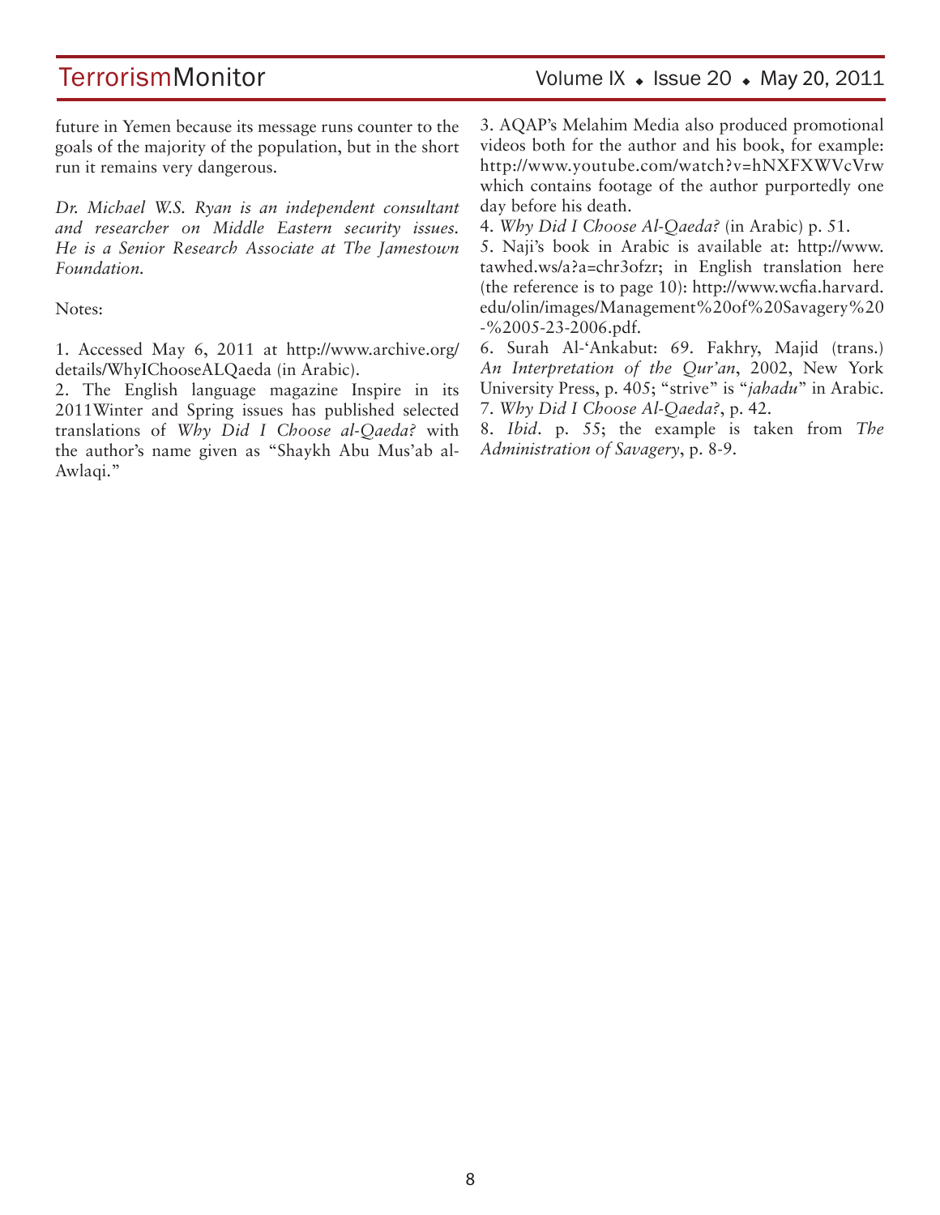future in Yemen because its message runs counter to the goals of the majority of the population, but in the short run it remains very dangerous.

*Dr. Michael W.S. Ryan is an independent consultant and researcher on Middle Eastern security issues. He is a Senior Research Associate at The Jamestown Foundation.*

Notes:

1. Accessed May 6, 2011 at http://www.archive.org/details/WhyIChooseALQaeda (in Arabic).
2. The English language magazine Inspire in its 2011Winter and Spring issues has published selected translations of *Why Did I Choose al-Qaeda?* with the author's name given as "Shaykh Abu Mus'ab al-Awlaqi."
3. AQAP's Melahim Media also produced promotional videos both for the author and his book, for example: http://www.youtube.com/watch?v=hNXFXWVcVrw which contains footage of the author purportedly one day before his death.
4. *Why Did I Choose Al-Qaeda?* (in Arabic) p. 51.
5. Naji's book in Arabic is available at: http://www.tawhed.ws/a?a=chr3ofzr; in English translation here (the reference is to page 10): http://www.wcfia.harvard.edu/olin/images/Management%20of%20Savagery%20-%2005-23-2006.pdf.
6. Surah Al-'Ankabut: 69. Fakhry, Majid (trans.) *An Interpretation of the Qur'an*, 2002, New York University Press, p. 405; "strive" is "*jahadu*" in Arabic.
7. *Why Did I Choose Al-Qaeda?*, p. 42.
8. *Ibid*. p. 55; the example is taken from *The Administration of Savagery*, p. 8-9.